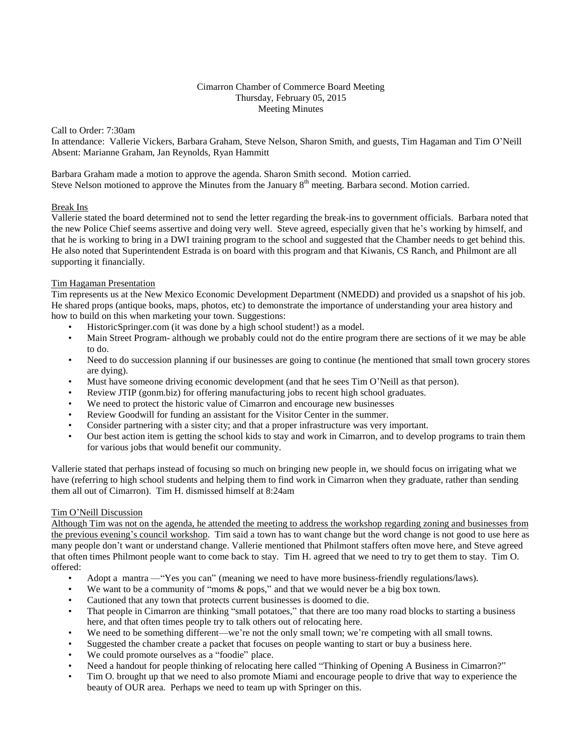Cimarron Chamber of Commerce Board Meeting
Thursday, February 05, 2015
Meeting Minutes

Call to Order: 7:30am
In attendance: Vallerie Vickers, Barbara Graham, Steve Nelson, Sharon Smith, and guests, Tim Hagaman and Tim O'Neill
Absent: Marianne Graham, Jan Reynolds, Ryan Hammitt

Barbara Graham made a motion to approve the agenda. Sharon Smith second. Motion carried.
Steve Nelson motioned to approve the Minutes from the January 8th meeting. Barbara second. Motion carried.

<u>Break Ins</u>
Vallerie stated the board determined not to send the letter regarding the break-ins to government officials. Barbara noted that the new Police Chief seems assertive and doing very well. Steve agreed, especially given that he's working by himself, and that he is working to bring in a DWI training program to the school and suggested that the Chamber needs to get behind this. He also noted that Superintendent Estrada is on board with this program and that Kiwanis, CS Ranch, and Philmont are all supporting it financially.

<u>Tim Hagaman Presentation</u>
Tim represents us at the New Mexico Economic Development Department (NMEDD) and provided us a snapshot of his job. He shared props (antique books, maps, photos, etc) to demonstrate the importance of understanding your area history and how to build on this when marketing your town. Suggestions:

- HistoricSpringer.com (it was done by a high school student!) as a model.
- Main Street Program- although we probably could not do the entire program there are sections of it we may be able to do.
- Need to do succession planning if our businesses are going to continue (he mentioned that small town grocery stores are dying).
- Must have someone driving economic development (and that he sees Tim O'Neill as that person).
- Review JTIP (gonm.biz) for offering manufacturing jobs to recent high school graduates.
- We need to protect the historic value of Cimarron and encourage new businesses
- Review Goodwill for funding an assistant for the Visitor Center in the summer.
- Consider partnering with a sister city; and that a proper infrastructure was very important.
- Our best action item is getting the school kids to stay and work in Cimarron, and to develop programs to train them for various jobs that would benefit our community.

Vallerie stated that perhaps instead of focusing so much on bringing new people in, we should focus on irrigating what we have (referring to high school students and helping them to find work in Cimarron when they graduate, rather than sending them all out of Cimarron). Tim H. dismissed himself at 8:24am

<u>Tim O'Neill Discussion</u>
<u>Although Tim was not on the agenda, he attended the meeting to address the workshop regarding zoning and businesses from the previous evening's council workshop</u>. Tim said a town has to want change but the word change is not good to use here as many people don't want or understand change. Vallerie mentioned that Philmont staffers often move here, and Steve agreed that often times Philmont people want to come back to stay. Tim H. agreed that we need to try to get them to stay. Tim O. offered:

- Adopt a mantra —"Yes you can" (meaning we need to have more business-friendly regulations/laws).
- We want to be a community of "moms & pops," and that we would never be a big box town.
- Cautioned that any town that protects current businesses is doomed to die.
- That people in Cimarron are thinking "small potatoes," that there are too many road blocks to starting a business here, and that often times people try to talk others out of relocating here.
- We need to be something different—we're not the only small town; we're competing with all small towns.
- Suggested the chamber create a packet that focuses on people wanting to start or buy a business here.
- We could promote ourselves as a "foodie" place.
- Need a handout for people thinking of relocating here called "Thinking of Opening A Business in Cimarron?"
- Tim O. brought up that we need to also promote Miami and encourage people to drive that way to experience the beauty of OUR area. Perhaps we need to team up with Springer on this.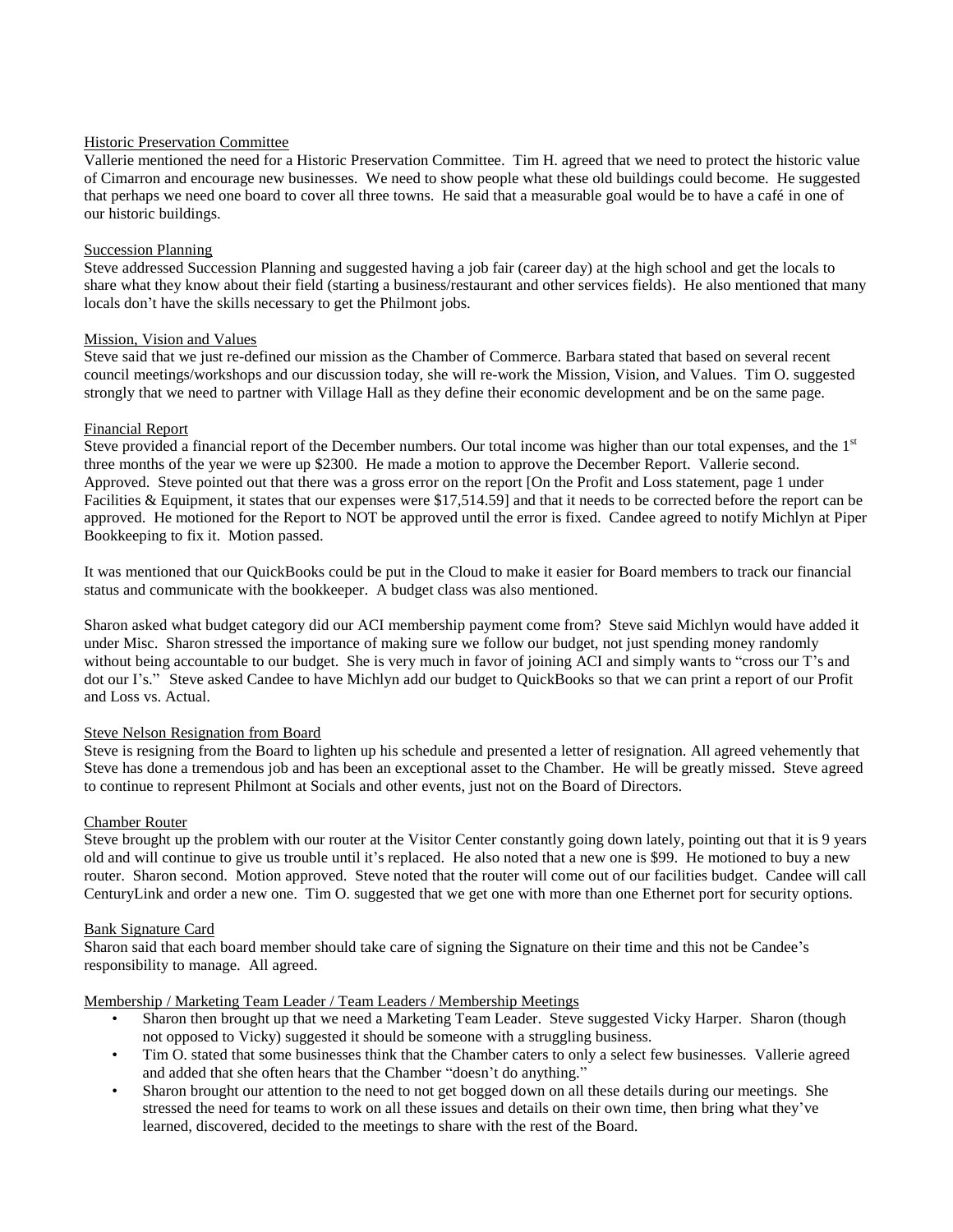Historic Preservation Committee

Vallerie mentioned the need for a Historic Preservation Committee. Tim H. agreed that we need to protect the historic value of Cimarron and encourage new businesses. We need to show people what these old buildings could become. He suggested that perhaps we need one board to cover all three towns. He said that a measurable goal would be to have a café in one of our historic buildings.

Succession Planning

Steve addressed Succession Planning and suggested having a job fair (career day) at the high school and get the locals to share what they know about their field (starting a business/restaurant and other services fields). He also mentioned that many locals don't have the skills necessary to get the Philmont jobs.

Mission, Vision and Values

Steve said that we just re-defined our mission as the Chamber of Commerce. Barbara stated that based on several recent council meetings/workshops and our discussion today, she will re-work the Mission, Vision, and Values. Tim O. suggested strongly that we need to partner with Village Hall as they define their economic development and be on the same page.

Financial Report

Steve provided a financial report of the December numbers. Our total income was higher than our total expenses, and the 1st three months of the year we were up $2300. He made a motion to approve the December Report. Vallerie second. Approved. Steve pointed out that there was a gross error on the report [On the Profit and Loss statement, page 1 under Facilities & Equipment, it states that our expenses were $17,514.59] and that it needs to be corrected before the report can be approved. He motioned for the Report to NOT be approved until the error is fixed. Candee agreed to notify Michlyn at Piper Bookkeeping to fix it. Motion passed.

It was mentioned that our QuickBooks could be put in the Cloud to make it easier for Board members to track our financial status and communicate with the bookkeeper. A budget class was also mentioned.

Sharon asked what budget category did our ACI membership payment come from? Steve said Michlyn would have added it under Misc. Sharon stressed the importance of making sure we follow our budget, not just spending money randomly without being accountable to our budget. She is very much in favor of joining ACI and simply wants to "cross our T's and dot our I's." Steve asked Candee to have Michlyn add our budget to QuickBooks so that we can print a report of our Profit and Loss vs. Actual.

Steve Nelson Resignation from Board

Steve is resigning from the Board to lighten up his schedule and presented a letter of resignation. All agreed vehemently that Steve has done a tremendous job and has been an exceptional asset to the Chamber. He will be greatly missed. Steve agreed to continue to represent Philmont at Socials and other events, just not on the Board of Directors.

Chamber Router

Steve brought up the problem with our router at the Visitor Center constantly going down lately, pointing out that it is 9 years old and will continue to give us trouble until it's replaced. He also noted that a new one is $99. He motioned to buy a new router. Sharon second. Motion approved. Steve noted that the router will come out of our facilities budget. Candee will call CenturyLink and order a new one. Tim O. suggested that we get one with more than one Ethernet port for security options.

Bank Signature Card

Sharon said that each board member should take care of signing the Signature on their time and this not be Candee's responsibility to manage. All agreed.

Membership / Marketing Team Leader / Team Leaders / Membership Meetings

- Sharon then brought up that we need a Marketing Team Leader. Steve suggested Vicky Harper. Sharon (though not opposed to Vicky) suggested it should be someone with a struggling business.
- Tim O. stated that some businesses think that the Chamber caters to only a select few businesses. Vallerie agreed and added that she often hears that the Chamber "doesn't do anything."
- Sharon brought our attention to the need to not get bogged down on all these details during our meetings. She stressed the need for teams to work on all these issues and details on their own time, then bring what they've learned, discovered, decided to the meetings to share with the rest of the Board.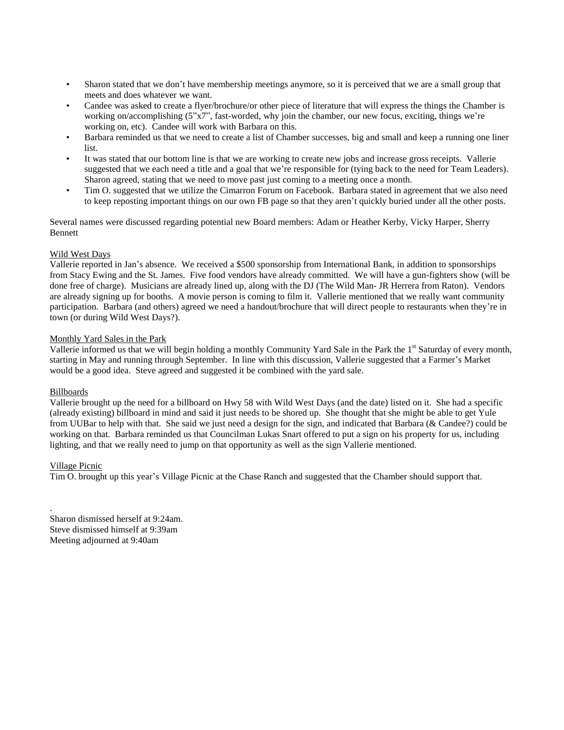- Sharon stated that we don't have membership meetings anymore, so it is perceived that we are a small group that meets and does whatever we want.
- Candee was asked to create a flyer/brochure/or other piece of literature that will express the things the Chamber is working on/accomplishing (5"x7", fast-worded, why join the chamber, our new focus, exciting, things we're working on, etc). Candee will work with Barbara on this.
- Barbara reminded us that we need to create a list of Chamber successes, big and small and keep a running one liner list.
- It was stated that our bottom line is that we are working to create new jobs and increase gross receipts. Vallerie suggested that we each need a title and a goal that we're responsible for (tying back to the need for Team Leaders). Sharon agreed, stating that we need to move past just coming to a meeting once a month.
- Tim O. suggested that we utilize the Cimarron Forum on Facebook. Barbara stated in agreement that we also need to keep reposting important things on our own FB page so that they aren't quickly buried under all the other posts.

Several names were discussed regarding potential new Board members: Adam or Heather Kerby, Vicky Harper, Sherry Bennett

<u>Wild West Days</u>

Vallerie reported in Jan's absence. We received a $500 sponsorship from International Bank, in addition to sponsorships from Stacy Ewing and the St. James. Five food vendors have already committed. We will have a gun-fighters show (will be done free of charge). Musicians are already lined up, along with the DJ (The Wild Man- JR Herrera from Raton). Vendors are already signing up for booths. A movie person is coming to film it. Vallerie mentioned that we really want community participation. Barbara (and others) agreed we need a handout/brochure that will direct people to restaurants when they're in town (or during Wild West Days?).

<u>Monthly Yard Sales in the Park</u>

Vallerie informed us that we will begin holding a monthly Community Yard Sale in the Park the 1st Saturday of every month, starting in May and running through September. In line with this discussion, Vallerie suggested that a Farmer's Market would be a good idea. Steve agreed and suggested it be combined with the yard sale.

<u>Billboards</u>

Vallerie brought up the need for a billboard on Hwy 58 with Wild West Days (and the date) listed on it. She had a specific (already existing) billboard in mind and said it just needs to be shored up. She thought that she might be able to get Yule from UUBar to help with that. She said we just need a design for the sign, and indicated that Barbara (& Candee?) could be working on that. Barbara reminded us that Councilman Lukas Snart offered to put a sign on his property for us, including lighting, and that we really need to jump on that opportunity as well as the sign Vallerie mentioned.

<u>Village Picnic</u>

Tim O. brought up this year's Village Picnic at the Chase Ranch and suggested that the Chamber should support that.

.

Sharon dismissed herself at 9:24am.
Steve dismissed himself at 9:39am
Meeting adjourned at 9:40am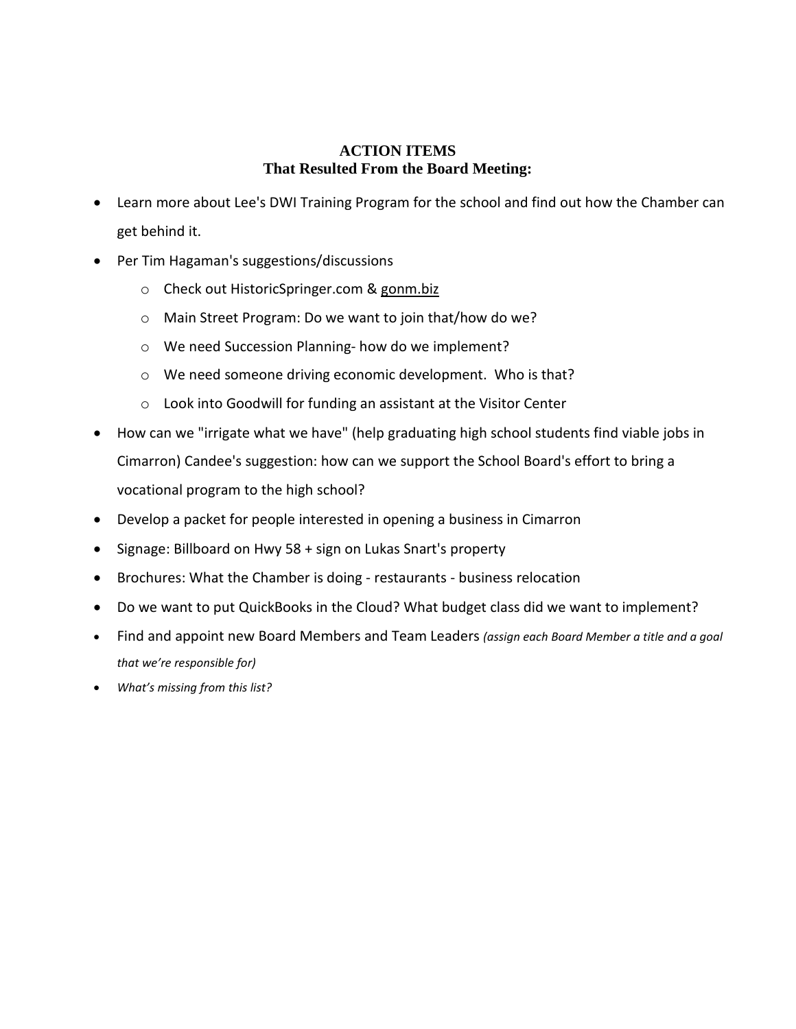## ACTION ITEMS
## That Resulted From the Board Meeting:

- Learn more about Lee's DWI Training Program for the school and find out how the Chamber can get behind it.
- Per Tim Hagaman's suggestions/discussions
  - Check out HistoricSpringer.com & gonm.biz
  - Main Street Program: Do we want to join that/how do we?
  - We need Succession Planning- how do we implement?
  - We need someone driving economic development. Who is that?
  - Look into Goodwill for funding an assistant at the Visitor Center
- How can we "irrigate what we have" (help graduating high school students find viable jobs in Cimarron) Candee's suggestion: how can we support the School Board's effort to bring a vocational program to the high school?
- Develop a packet for people interested in opening a business in Cimarron
- Signage: Billboard on Hwy 58 + sign on Lukas Snart's property
- Brochures: What the Chamber is doing - restaurants - business relocation
- Do we want to put QuickBooks in the Cloud? What budget class did we want to implement?
- Find and appoint new Board Members and Team Leaders *(assign each Board Member a title and a goal that we're responsible for)*
- *What's missing from this list?*